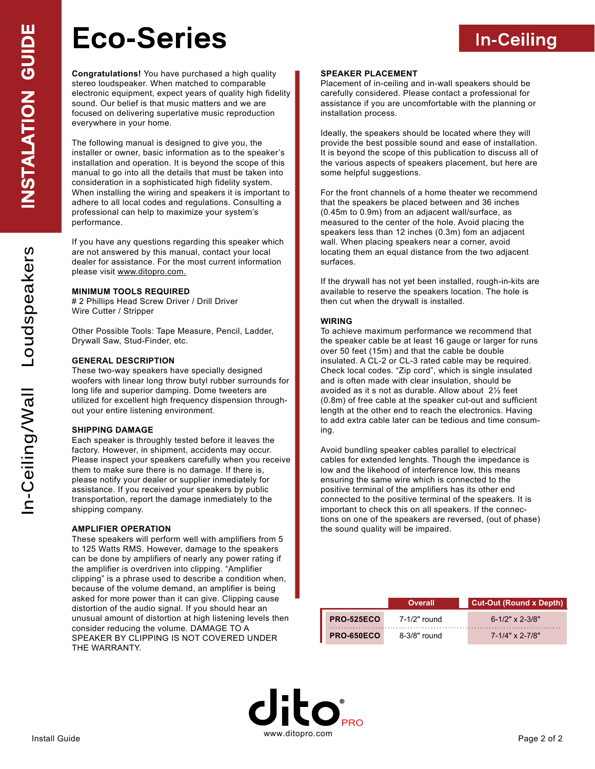# Eco-Series

## In-Ceiling

INSTALATION GUIDE

In-Ceiling/Wall Loudspeakers

**Congratulations!** You have purchased a high quality stereo loudspeaker. When matched to comparable electronic equipment, expect years of quality high fidelity sound. Our belief is that music matters and we are focused on delivering superlative music reproduction everywhere in your home.

The following manual is designed to give you, the installer or owner, basic information as to the speaker's installation and operation. It is beyond the scope of this manual to go into all the details that must be taken into consideration in a sophisticated high fidelity system. When installing the wiring and speakers it is important to adhere to all local codes and regulations. Consulting a professional can help to maximize your system's performance.

If you have any questions regarding this speaker which are not answered by this manual, contact your local dealer for assistance. For the most current information please visit www.ditopro.com.

### MINIMUM TOOLS REQUIRED

# 2 Phillips Head Screw Driver / Drill Driver
Wire Cutter / Stripper

Other Possible Tools: Tape Measure, Pencil, Ladder, Drywall Saw, Stud-Finder, etc.

### GENERAL DESCRIPTION

These two-way speakers have specially designed woofers with linear long throw butyl rubber surrounds for long life and superior damping. Dome tweeters are utilized for excellent high frequency dispension through-out your entire listening environment.

### SHIPPING DAMAGE

Each speaker is throughly tested before it leaves the factory. However, in shipment, accidents may occur. Please inspect your speakers carefully when you receive them to make sure there is no damage. If there is, please notify your dealer or supplier inmediately for assistance. If you received your speakers by public transportation, report the damage immediately to the shipping company.

### AMPLIFIER OPERATION

These speakers will perform well with amplifiers from 5 to 125 Watts RMS. However, damage to the speakers can be done by amplifiers of nearly any power rating if the amplifier is overdriven into clipping. "Amplifier clipping" is a phrase used to describe a condition when, because of the volume demand, an amplifier is being asked for more power than it can give. Clipping cause distortion of the audio signal. If you should hear an unusual amount of distortion at high listening levels then consider reducing the volume. DAMAGE TO A SPEAKER BY CLIPPING IS NOT COVERED UNDER THE WARRANTY.

### SPEAKER PLACEMENT

Placement of in-ceiling and in-wall speakers should be carefully considered. Please contact a professional for assistance if you are uncomfortable with the planning or installation process.

Ideally, the speakers should be located where they will provide the best possible sound and ease of installation. It is beyond the scope of this publication to discuss all of the various aspects of speakers placement, but here are some helpful suggestions.

For the front channels of a home theater we recommend that the speakers be placed between 18 and 36 inches (0.45m to 0.9m) from an adjacent wall/surface, as measured to the center of the hole. Avoid placing the speakers less than 12 inches (0.3m) fom an adjacent wall. When placing speakers near a corner, avoid locating them an equal distance from the two adjacent surfaces.

If the drywall has not yet been installed, rough-in-kits are available to reserve the speakers location. The hole is then cut when the drywall is installed.

### WIRING

To achieve maximum performance we recommend that the speaker cable be at least 16 gauge or larger for runs over 50 feet (15m) and that the cable be double insulated. A CL-2 or CL-3 rated cable may be required. Check local codes. "Zip cord", which is single insulated and is often made with clear insulation, should be avoided as it s not as durable. Allow about 2½ feet (0.8m) of free cable at the speaker cut-out and sufficient length at the other end to reach the electronics. Having to add extra cable later can be tedious and time consum-ing.

Avoid bundling speaker cables parallel to electrical cables for extended lenghts. Though the impedance is low and the likehood of interference low, this means ensuring the same wire which is connected to the positive terminal of the amplifiers has its other end connected to the positive terminal of the speakers. It is important to check this on all speakers. If the connec-tions on one of the speakers are reversed, (out of phase) the sound quality will be impaired.

| | Overall | Cut-Out (Round x Depth) |
|---|---|---|
| **PRO-525ECO** | 7-1/2" round | 6-1/2" x 2-3/8" |
| **PRO-650ECO** | 8-3/8" round | 7-1/4" x 2-7/8" |

dito PRO
www.ditopro.com

Install Guide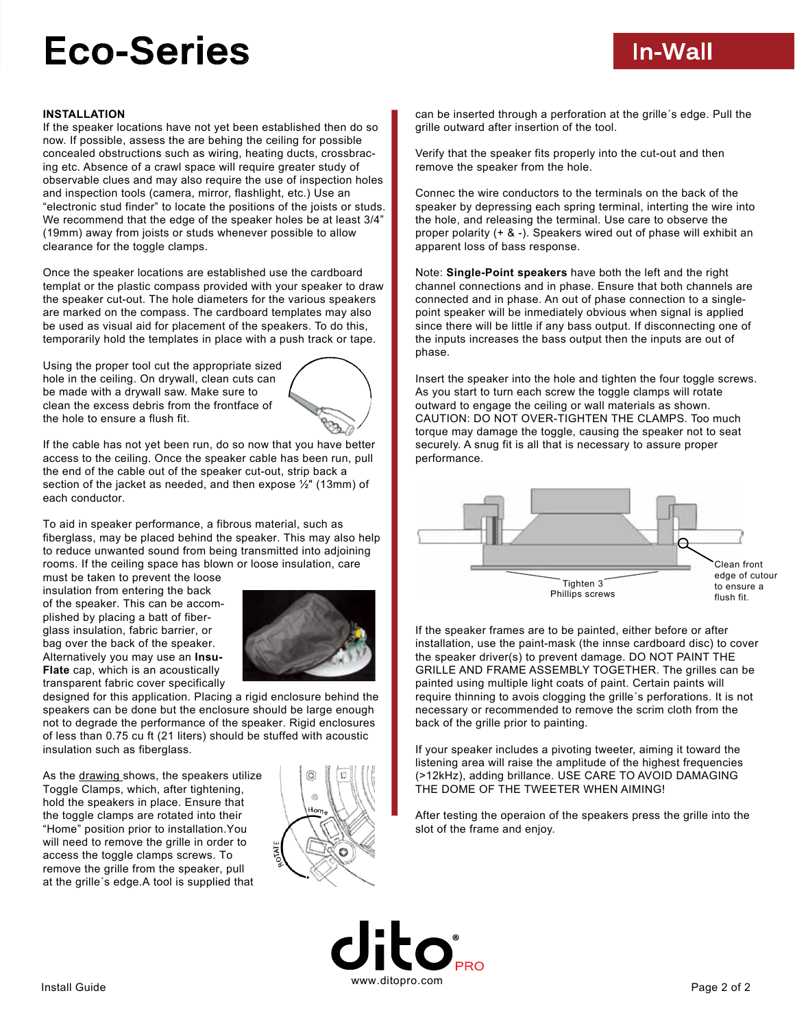# Eco-Series

## In-Wall

### INSTALLATION

If the speaker locations have not yet been established then do so now. If possible, assess the are behing the ceiling for possible concealed obstructions such as wiring, heating ducts, crossbracing etc. Absence of a crawl space will require greater study of observable clues and may also require the use of inspection holes and inspection tools (camera, mirror, flashlight, etc.) Use an "electronic stud finder" to locate the positions of the joists or studs. We recommend that the edge of the speaker holes be at least 3/4" (19mm) away from joists or studs whenever possible to allow clearance for the toggle clamps.

Once the speaker locations are established use the cardboard templat or the plastic compass provided with your speaker to draw the speaker cut-out. The hole diameters for the various speakers are marked on the compass. The cardboard templates may also be used as visual aid for placement of the speakers. To do this, temporarily hold the templates in place with a push track or tape.

Using the proper tool cut the appropriate sized hole in the ceiling. On drywall, clean cuts can be made with a drywall saw. Make sure to clean the excess debris from the frontface of the hole to ensure a flush fit.

If the cable has not yet been run, do so now that you have better access to the ceiling. Once the speaker cable has been run, pull the end of the cable out of the speaker cut-out, strip back a section of the jacket as needed, and then expose ½" (13mm) of each conductor.

To aid in speaker performance, a fibrous material, such as fiberglass, may be placed behind the speaker. This may also help to reduce unwanted sound from being transmitted into adjoining rooms. If the ceiling space has blown or loose insulation, care must be taken to prevent the loose insulation from entering the back of the speaker. This can be accomplished by placing a batt of fiberglass insulation, fabric barrier, or bag over the back of the speaker. Alternatively you may use an **Insu-Flate** cap, which is an acoustically transparent fabric cover specifically designed for this application. Placing a rigid enclosure behind the speakers can be done but the enclosure should be large enough not to degrade the performance of the speaker. Rigid enclosures of less than 0.75 cu ft (21 liters) should be stuffed with acoustic insulation such as fiberglass.

As the drawing shows, the speakers utilize Toggle Clamps, which, after tightening, hold the speakers in place. Ensure that the toggle clamps are rotated into their "Home" position prior to installation. You will need to remove the grille in order to access the toggle clamps screws. To remove the grille from the speaker, pull at the grille´s edge. A tool is supplied that can be inserted through a perforation at the grille´s edge. Pull the grille outward after insertion of the tool.

Home

ROTATE

Verify that the speaker fits properly into the cut-out and then remove the speaker from the hole.

Connec the wire conductors to the terminals on the back of the speaker by depressing each spring terminal, interting the wire into the hole, and releasing the terminal. Use care to observe the proper polarity (+ & -). Speakers wired out of phase will exhibit an apparent loss of bass response.

Note: **Single-Point speakers** have both the left and the right channel connections and in phase. Ensure that both channels are connected and in phase. An out of phase connection to a single-point speaker will be inmediately obvious when signal is applied since there will be little if any bass output. If disconnecting one of the inputs increases the bass output then the inputs are out of phase.

Insert the speaker into the hole and tighten the four toggle screws. As you start to turn each screw the toggle clamps will rotate outward to engage the ceiling or wall materials as shown. CAUTION: DO NOT OVER-TIGHTEN THE CLAMPS. Too much torque may damage the toggle, causing the speaker not to seat securely. A snug fit is all that is necessary to assure proper performance.

Tighten 3 Phillips screws

Clean front edge of cutour to ensure a flush fit.

If the speaker frames are to be painted, either before or after installation, use the paint-mask (the innse cardboard disc) to cover the speaker driver(s) to prevent damage. DO NOT PAINT THE GRILLE AND FRAME ASSEMBLY TOGETHER. The grilles can be painted using multiple light coats of paint. Certain paints will require thinning to avois clogging the grille´s perforations. It is not necessary or recommended to remove the scrim cloth from the back of the grille prior to painting.

If your speaker includes a pivoting tweeter, aiming it toward the listening area will raise the amplitude of the highest frequencies (>12kHz), adding brillance. USE CARE TO AVOID DAMAGING THE DOME OF THE TWEETER WHEN AIMING!

After testing the operaion of the speakers press the grille into the slot of the frame and enjoy.

dito® PRO

www.ditopro.com

Install Guide